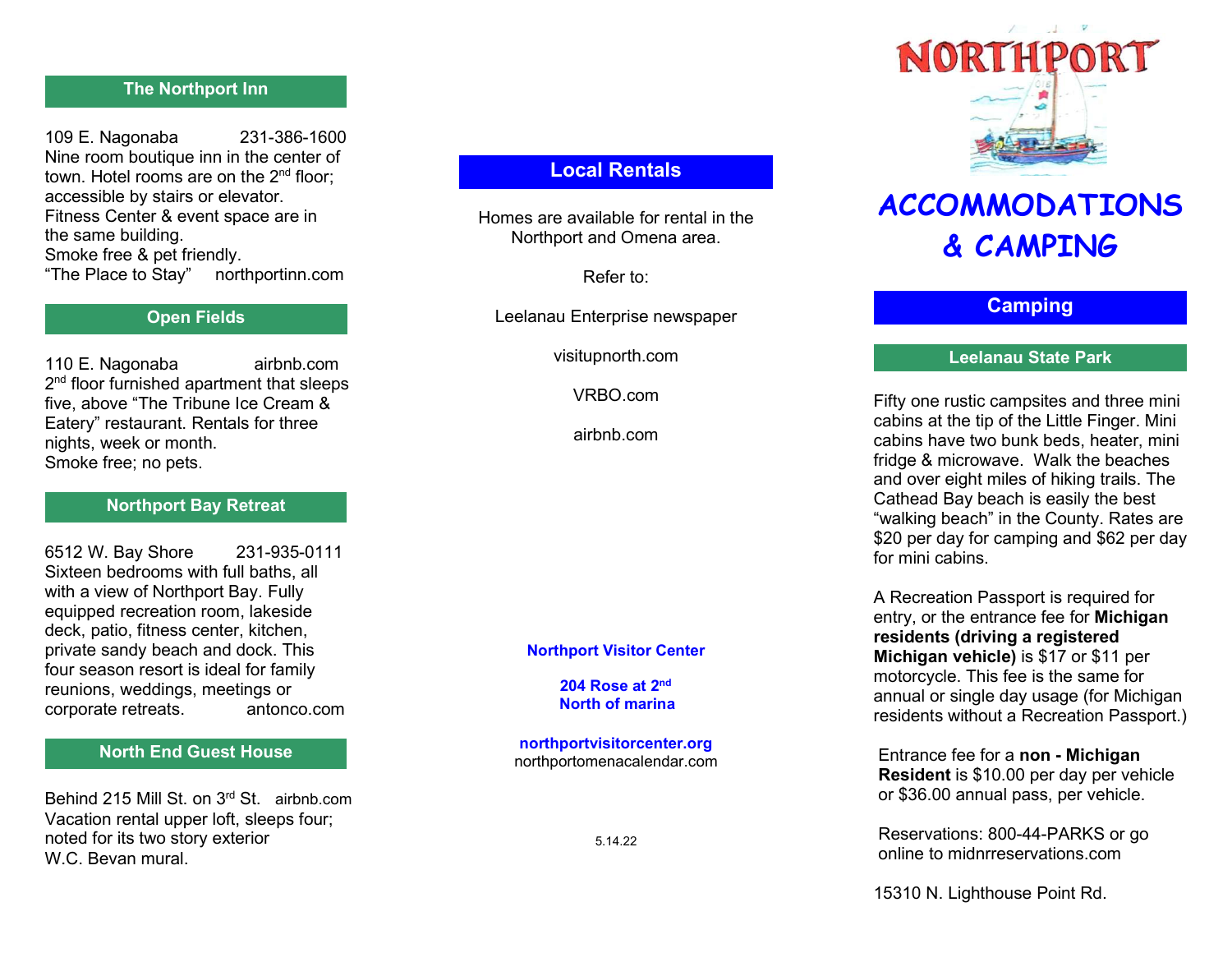## The Northport Inn

109 E. Nagonaba 231-386-1600
Nine room boutique inn in the center of town. Hotel rooms are on the 2nd floor; accessible by stairs or elevator. Fitness Center & event space are in the same building.
Smoke free & pet friendly.
"The Place to Stay" northportinn.com

## Open Fields

110 E. Nagonaba airbnb.com
2nd floor furnished apartment that sleeps five, above "The Tribune Ice Cream & Eatery" restaurant. Rentals for three nights, week or month.
Smoke free; no pets.

## Northport Bay Retreat

6512 W. Bay Shore 231-935-0111
Sixteen bedrooms with full baths, all with a view of Northport Bay. Fully equipped recreation room, lakeside deck, patio, fitness center, kitchen, private sandy beach and dock. This four season resort is ideal for family reunions, weddings, meetings or corporate retreats. antonco.com

## North End Guest House

Behind 215 Mill St. on 3rd St. airbnb.com
Vacation rental upper loft, sleeps four; noted for its two story exterior W.C. Bevan mural.

## Local Rentals

Homes are available for rental in the Northport and Omena area.

Refer to:

Leelanau Enterprise newspaper

visitupnorth.com

VRBO.com

airbnb.com

**Northport Visitor Center**

**204 Rose at 2nd**
**North of marina**

**northportvisitorcenter.org**
northportomenacalendar.com

5.14.22

# NORTHPORT

# ACCOMMODATIONS & CAMPING

## Camping

### Leelanau State Park

Fifty one rustic campsites and three mini cabins at the tip of the Little Finger. Mini cabins have two bunk beds, heater, mini fridge & microwave. Walk the beaches and over eight miles of hiking trails. The Cathead Bay beach is easily the best "walking beach" in the County. Rates are $20 per day for camping and $62 per day for mini cabins.

A Recreation Passport is required for entry, or the entrance fee for **Michigan residents (driving a registered Michigan vehicle)** is $17 or $11 per motorcycle. This fee is the same for annual or single day usage (for Michigan residents without a Recreation Passport.)

Entrance fee for a **non - Michigan Resident** is $10.00 per day per vehicle or $36.00 annual pass, per vehicle.

Reservations: 800-44-PARKS or go online to midnrreservations.com

15310 N. Lighthouse Point Rd.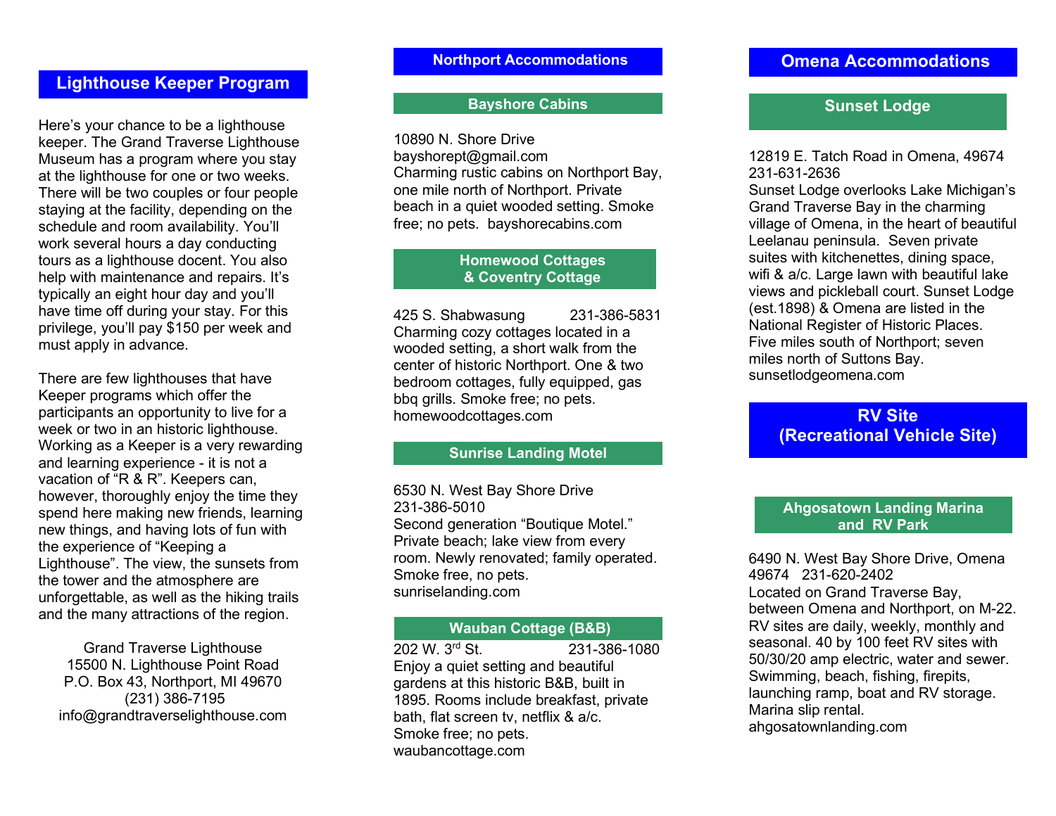## Lighthouse Keeper Program

Here's your chance to be a lighthouse keeper. The Grand Traverse Lighthouse Museum has a program where you stay at the lighthouse for one or two weeks. There will be two couples or four people staying at the facility, depending on the schedule and room availability. You'll work several hours a day conducting tours as a lighthouse docent. You also help with maintenance and repairs. It's typically an eight hour day and you'll have time off during your stay. For this privilege, you'll pay $150 per week and must apply in advance.

There are few lighthouses that have Keeper programs which offer the participants an opportunity to live for a week or two in an historic lighthouse. Working as a Keeper is a very rewarding and learning experience - it is not a vacation of "R & R". Keepers can, however, thoroughly enjoy the time they spend here making new friends, learning new things, and having lots of fun with the experience of "Keeping a Lighthouse". The view, the sunsets from the tower and the atmosphere are unforgettable, as well as the hiking trails and the many attractions of the region.

Grand Traverse Lighthouse
15500 N. Lighthouse Point Road
P.O. Box 43, Northport, MI 49670
(231) 386-7195
info@grandtraverselighthouse.com

## Northport Accommodations

### Bayshore Cabins

10890 N. Shore Drive
bayshorept@gmail.com
Charming rustic cabins on Northport Bay, one mile north of Northport. Private beach in a quiet wooded setting. Smoke free; no pets. bayshorecabins.com

### Homewood Cottages & Coventry Cottage

425 S. Shabwasung 231-386-5831
Charming cozy cottages located in a wooded setting, a short walk from the center of historic Northport. One & two bedroom cottages, fully equipped, gas bbq grills. Smoke free; no pets. homewoodcottages.com

### Sunrise Landing Motel

6530 N. West Bay Shore Drive
231-386-5010
Second generation "Boutique Motel." Private beach; lake view from every room. Newly renovated; family operated. Smoke free, no pets.
sunriselanding.com

### Wauban Cottage (B&B)

202 W. 3rd St. 231-386-1080
Enjoy a quiet setting and beautiful gardens at this historic B&B, built in 1895. Rooms include breakfast, private bath, flat screen tv, netflix & a/c. Smoke free; no pets.
waubancottage.com

## Omena Accommodations

### Sunset Lodge

12819 E. Tatch Road in Omena, 49674
231-631-2636
Sunset Lodge overlooks Lake Michigan's Grand Traverse Bay in the charming village of Omena, in the heart of beautiful Leelanau peninsula. Seven private suites with kitchenettes, dining space, wifi & a/c. Large lawn with beautiful lake views and pickleball court. Sunset Lodge (est.1898) & Omena are listed in the National Register of Historic Places. Five miles south of Northport; seven miles north of Suttons Bay.
sunsetlodgeomena.com

## RV Site (Recreational Vehicle Site)

### Ahgosatown Landing Marina and RV Park

6490 N. West Bay Shore Drive, Omena 49674 231-620-2402
Located on Grand Traverse Bay, between Omena and Northport, on M-22. RV sites are daily, weekly, monthly and seasonal. 40 by 100 feet RV sites with 50/30/20 amp electric, water and sewer. Swimming, beach, fishing, firepits, launching ramp, boat and RV storage. Marina slip rental.
ahgosatownlanding.com